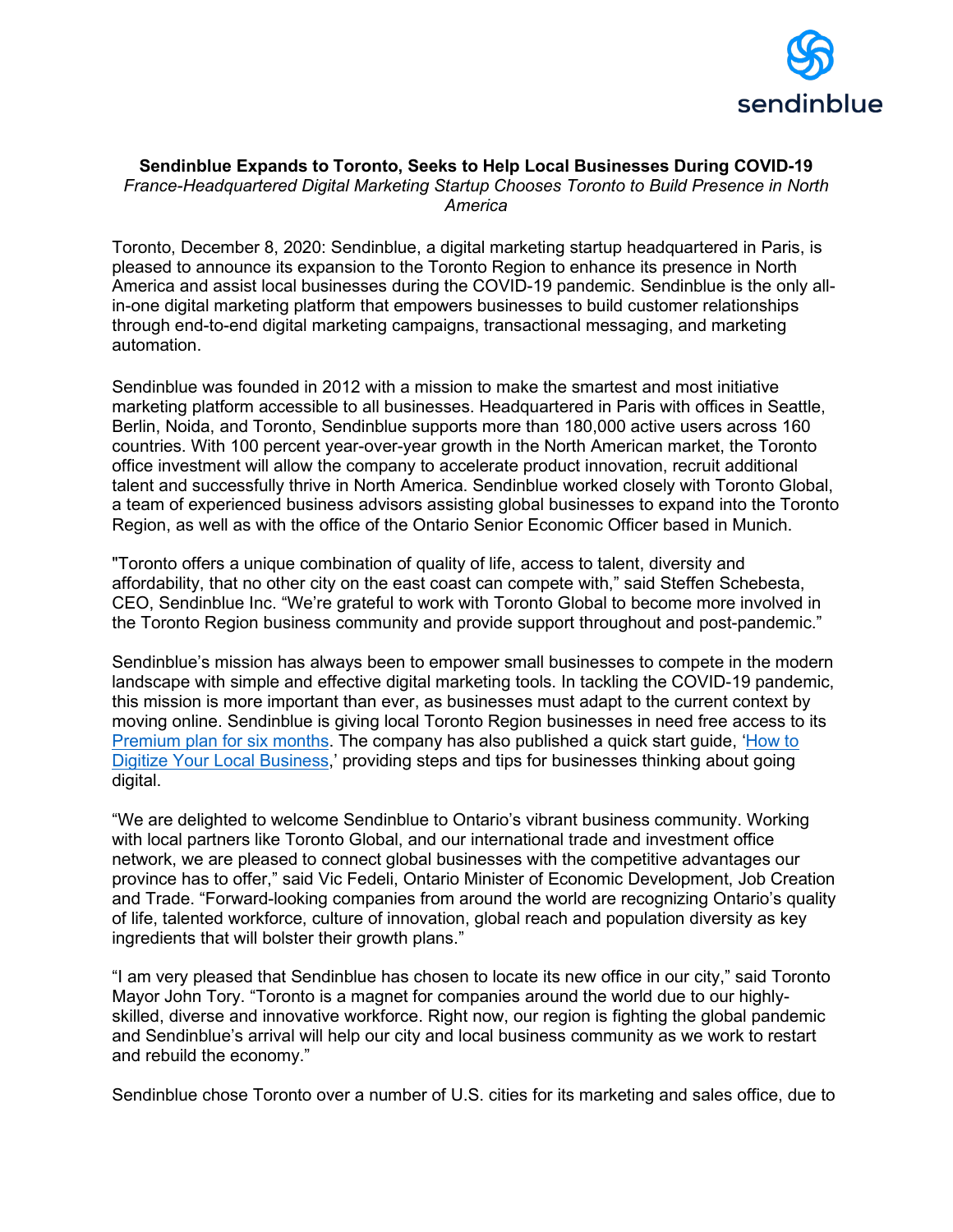**Sendinblue Expands to Toronto, Seeks to Help Local Businesses During COVID-19**

*France-Headquartered Digital Marketing Startup Chooses Toronto to Build Presence in North America*

Toronto, December 8, 2020: Sendinblue, a digital marketing startup headquartered in Paris, is pleased to announce its expansion to the Toronto Region to enhance its presence in North America and assist local businesses during the COVID-19 pandemic. Sendinblue is the only all-in-one digital marketing platform that empowers businesses to build customer relationships through end-to-end digital marketing campaigns, transactional messaging, and marketing automation.

Sendinblue was founded in 2012 with a mission to make the smartest and most initiative marketing platform accessible to all businesses. Headquartered in Paris with offices in Seattle, Berlin, Noida, and Toronto, Sendinblue supports more than 180,000 active users across 160 countries. With 100 percent year-over-year growth in the North American market, the Toronto office investment will allow the company to accelerate product innovation, recruit additional talent and successfully thrive in North America. Sendinblue worked closely with Toronto Global, a team of experienced business advisors assisting global businesses to expand into the Toronto Region, as well as with the office of the Ontario Senior Economic Officer based in Munich.

"Toronto offers a unique combination of quality of life, access to talent, diversity and affordability, that no other city on the east coast can compete with," said Steffen Schebesta, CEO, Sendinblue Inc. "We're grateful to work with Toronto Global to become more involved in the Toronto Region business community and provide support throughout and post-pandemic."

Sendinblue's mission has always been to empower small businesses to compete in the modern landscape with simple and effective digital marketing tools. In tackling the COVID-19 pandemic, this mission is more important than ever, as businesses must adapt to the current context by moving online. Sendinblue is giving local Toronto Region businesses in need free access to its Premium plan for six months. The company has also published a quick start guide, 'How to Digitize Your Local Business,' providing steps and tips for businesses thinking about going digital.

"We are delighted to welcome Sendinblue to Ontario's vibrant business community. Working with local partners like Toronto Global, and our international trade and investment office network, we are pleased to connect global businesses with the competitive advantages our province has to offer," said Vic Fedeli, Ontario Minister of Economic Development, Job Creation and Trade. "Forward-looking companies from around the world are recognizing Ontario's quality of life, talented workforce, culture of innovation, global reach and population diversity as key ingredients that will bolster their growth plans."

"I am very pleased that Sendinblue has chosen to locate its new office in our city," said Toronto Mayor John Tory. "Toronto is a magnet for companies around the world due to our highly-skilled, diverse and innovative workforce. Right now, our region is fighting the global pandemic and Sendinblue's arrival will help our city and local business community as we work to restart and rebuild the economy."

Sendinblue chose Toronto over a number of U.S. cities for its marketing and sales office, due to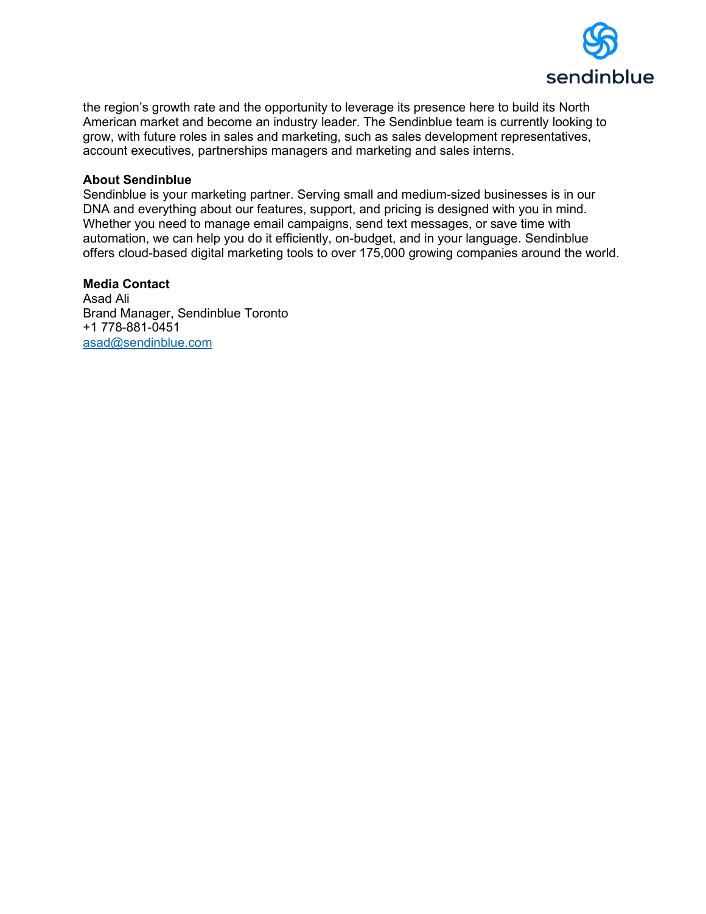the region's growth rate and the opportunity to leverage its presence here to build its North American market and become an industry leader. The Sendinblue team is currently looking to grow, with future roles in sales and marketing, such as sales development representatives, account executives, partnerships managers and marketing and sales interns.

**About Sendinblue**

Sendinblue is your marketing partner. Serving small and medium-sized businesses is in our DNA and everything about our features, support, and pricing is designed with you in mind. Whether you need to manage email campaigns, send text messages, or save time with automation, we can help you do it efficiently, on-budget, and in your language. Sendinblue offers cloud-based digital marketing tools to over 175,000 growing companies around the world.

**Media Contact**

Asad Ali
Brand Manager, Sendinblue Toronto
+1 778-881-0451
asad@sendinblue.com